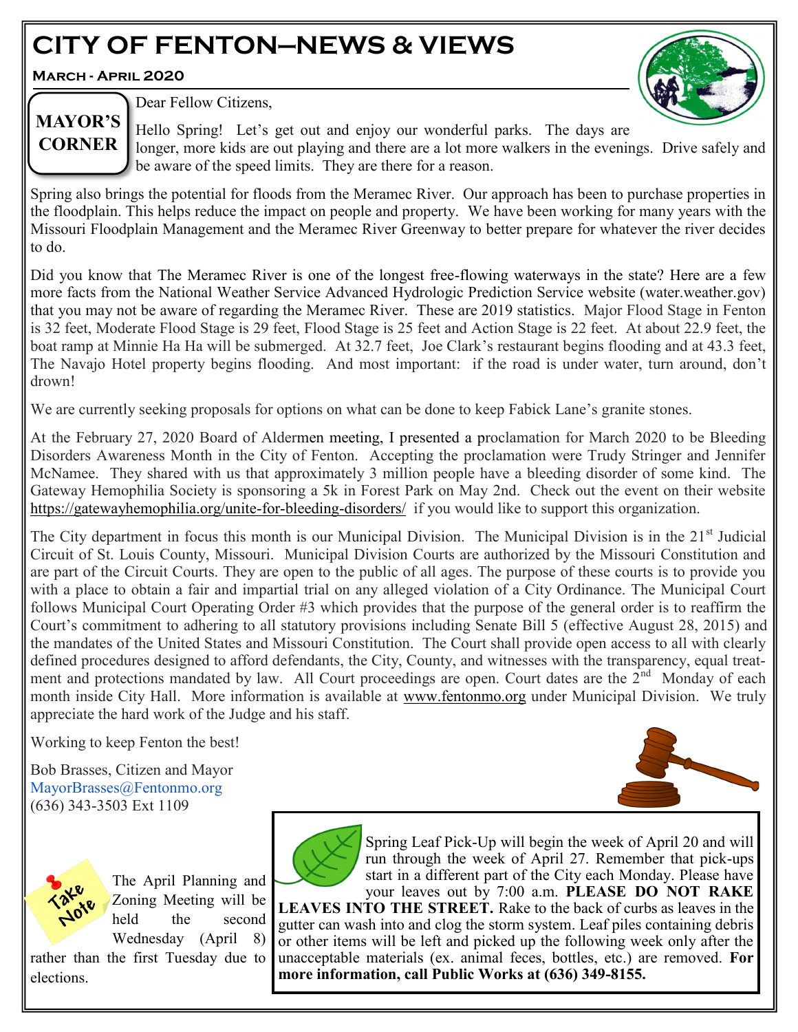# CITY OF FENTON—NEWS & VIEWS

**MARCH - APRIL 2020**

## MAYOR'S CORNER

Dear Fellow Citizens,

Hello Spring! Let's get out and enjoy our wonderful parks. The days are longer, more kids are out playing and there are a lot more walkers in the evenings. Drive safely and be aware of the speed limits. They are there for a reason.

Spring also brings the potential for floods from the Meramec River. Our approach has been to purchase properties in the floodplain. This helps reduce the impact on people and property. We have been working for many years with the Missouri Floodplain Management and the Meramec River Greenway to better prepare for whatever the river decides to do.

Did you know that The Meramec River is one of the longest free-flowing waterways in the state? Here are a few more facts from the National Weather Service Advanced Hydrologic Prediction Service website (water.weather.gov) that you may not be aware of regarding the Meramec River. These are 2019 statistics. Major Flood Stage in Fenton is 32 feet, Moderate Flood Stage is 29 feet, Flood Stage is 25 feet and Action Stage is 22 feet. At about 22.9 feet, the boat ramp at Minnie Ha Ha will be submerged. At 32.7 feet, Joe Clark's restaurant begins flooding and at 43.3 feet, The Navajo Hotel property begins flooding. And most important: if the road is under water, turn around, don't drown!

We are currently seeking proposals for options on what can be done to keep Fabick Lane's granite stones.

At the February 27, 2020 Board of Aldermen meeting, I presented a proclamation for March 2020 to be Bleeding Disorders Awareness Month in the City of Fenton. Accepting the proclamation were Trudy Stringer and Jennifer McNamee. They shared with us that approximately 3 million people have a bleeding disorder of some kind. The Gateway Hemophilia Society is sponsoring a 5k in Forest Park on May 2nd. Check out the event on their website https://gatewayhemophilia.org/unite-for-bleeding-disorders/ if you would like to support this organization.

The City department in focus this month is our Municipal Division. The Municipal Division is in the 21st Judicial Circuit of St. Louis County, Missouri. Municipal Division Courts are authorized by the Missouri Constitution and are part of the Circuit Courts. They are open to the public of all ages. The purpose of these courts is to provide you with a place to obtain a fair and impartial trial on any alleged violation of a City Ordinance. The Municipal Court follows Municipal Court Operating Order #3 which provides that the purpose of the general order is to reaffirm the Court's commitment to adhering to all statutory provisions including Senate Bill 5 (effective August 28, 2015) and the mandates of the United States and Missouri Constitution. The Court shall provide open access to all with clearly defined procedures designed to afford defendants, the City, County, and witnesses with the transparency, equal treatment and protections mandated by law. All Court proceedings are open. Court dates are the 2nd Monday of each month inside City Hall. More information is available at www.fentonmo.org under Municipal Division. We truly appreciate the hard work of the Judge and his staff.

Working to keep Fenton the best!

Bob Brasses, Citizen and Mayor
MayorBrasses@Fentonmo.org
(636) 343-3503 Ext 1109

**Take Note**

The April Planning and Zoning Meeting will be held the second Wednesday (April 8) rather than the first Tuesday due to elections.

Spring Leaf Pick-Up will begin the week of April 20 and will run through the week of April 27. Remember that pick-ups start in a different part of the City each Monday. Please have your leaves out by 7:00 a.m. **PLEASE DO NOT RAKE LEAVES INTO THE STREET.** Rake to the back of curbs as leaves in the gutter can wash into and clog the storm system. Leaf piles containing debris or other items will be left and picked up the following week only after the unacceptable materials (ex. animal feces, bottles, etc.) are removed. **For more information, call Public Works at (636) 349-8155.**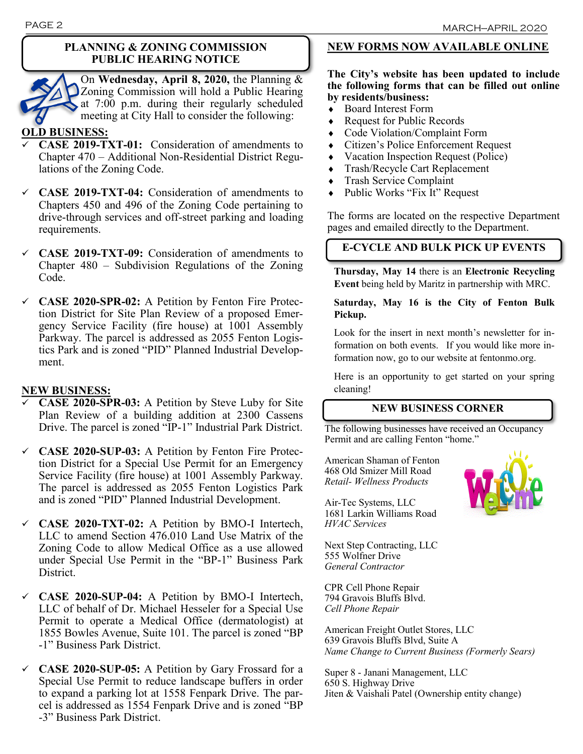## PLANNING & ZONING COMMISSION PUBLIC HEARING NOTICE

On **Wednesday, April 8, 2020,** the Planning & Zoning Commission will hold a Public Hearing at 7:00 p.m. during their regularly scheduled meeting at City Hall to consider the following:

**OLD BUSINESS:**

- ✓ **CASE 2019-TXT-01:** Consideration of amendments to Chapter 470 – Additional Non-Residential District Regulations of the Zoning Code.
- ✓ **CASE 2019-TXT-04:** Consideration of amendments to Chapters 450 and 496 of the Zoning Code pertaining to drive-through services and off-street parking and loading requirements.
- ✓ **CASE 2019-TXT-09:** Consideration of amendments to Chapter 480 – Subdivision Regulations of the Zoning Code.
- ✓ **CASE 2020-SPR-02:** A Petition by Fenton Fire Protection District for Site Plan Review of a proposed Emergency Service Facility (fire house) at 1001 Assembly Parkway. The parcel is addressed as 2055 Fenton Logistics Park and is zoned "PID" Planned Industrial Development.

**NEW BUSINESS:**

- ✓ **CASE 2020-SPR-03:** A Petition by Steve Luby for Site Plan Review of a building addition at 2300 Cassens Drive. The parcel is zoned "IP-1" Industrial Park District.
- ✓ **CASE 2020-SUP-03:** A Petition by Fenton Fire Protection District for a Special Use Permit for an Emergency Service Facility (fire house) at 1001 Assembly Parkway. The parcel is addressed as 2055 Fenton Logistics Park and is zoned "PID" Planned Industrial Development.
- ✓ **CASE 2020-TXT-02:** A Petition by BMO-I Intertech, LLC to amend Section 476.010 Land Use Matrix of the Zoning Code to allow Medical Office as a use allowed under Special Use Permit in the "BP-1" Business Park District.
- ✓ **CASE 2020-SUP-04:** A Petition by BMO-I Intertech, LLC of behalf of Dr. Michael Hesseler for a Special Use Permit to operate a Medical Office (dermatologist) at 1855 Bowles Avenue, Suite 101. The parcel is zoned "BP-1" Business Park District.
- ✓ **CASE 2020-SUP-05:** A Petition by Gary Frossard for a Special Use Permit to reduce landscape buffers in order to expand a parking lot at 1558 Fenpark Drive. The parcel is addressed as 1554 Fenpark Drive and is zoned "BP-3" Business Park District.

## NEW FORMS NOW AVAILABLE ONLINE

**The City's website has been updated to include the following forms that can be filled out online by residents/business:**

- Board Interest Form
- Request for Public Records
- Code Violation/Complaint Form
- Citizen's Police Enforcement Request
- Vacation Inspection Request (Police)
- Trash/Recycle Cart Replacement
- Trash Service Complaint
- Public Works "Fix It" Request

The forms are located on the respective Department pages and emailed directly to the Department.

## E-CYCLE AND BULK PICK UP EVENTS

**Thursday, May 14** there is an **Electronic Recycling Event** being held by Maritz in partnership with MRC.

**Saturday, May 16 is the City of Fenton Bulk Pickup.**

Look for the insert in next month's newsletter for information on both events. If you would like more information now, go to our website at fentonmo.org.

Here is an opportunity to get started on your spring cleaning!

## NEW BUSINESS CORNER

The following businesses have received an Occupancy Permit and are calling Fenton "home."

American Shaman of Fenton
468 Old Smizer Mill Road
*Retail- Wellness Products*

Air-Tec Systems, LLC
1681 Larkin Williams Road
*HVAC Services*

Next Step Contracting, LLC
555 Wolfner Drive
*General Contractor*

CPR Cell Phone Repair
794 Gravois Bluffs Blvd.
*Cell Phone Repair*

American Freight Outlet Stores, LLC
639 Gravois Bluffs Blvd, Suite A
*Name Change to Current Business (Formerly Sears)*

Super 8 - Janani Management, LLC
650 S. Highway Drive
Jiten & Vaishali Patel (Ownership entity change)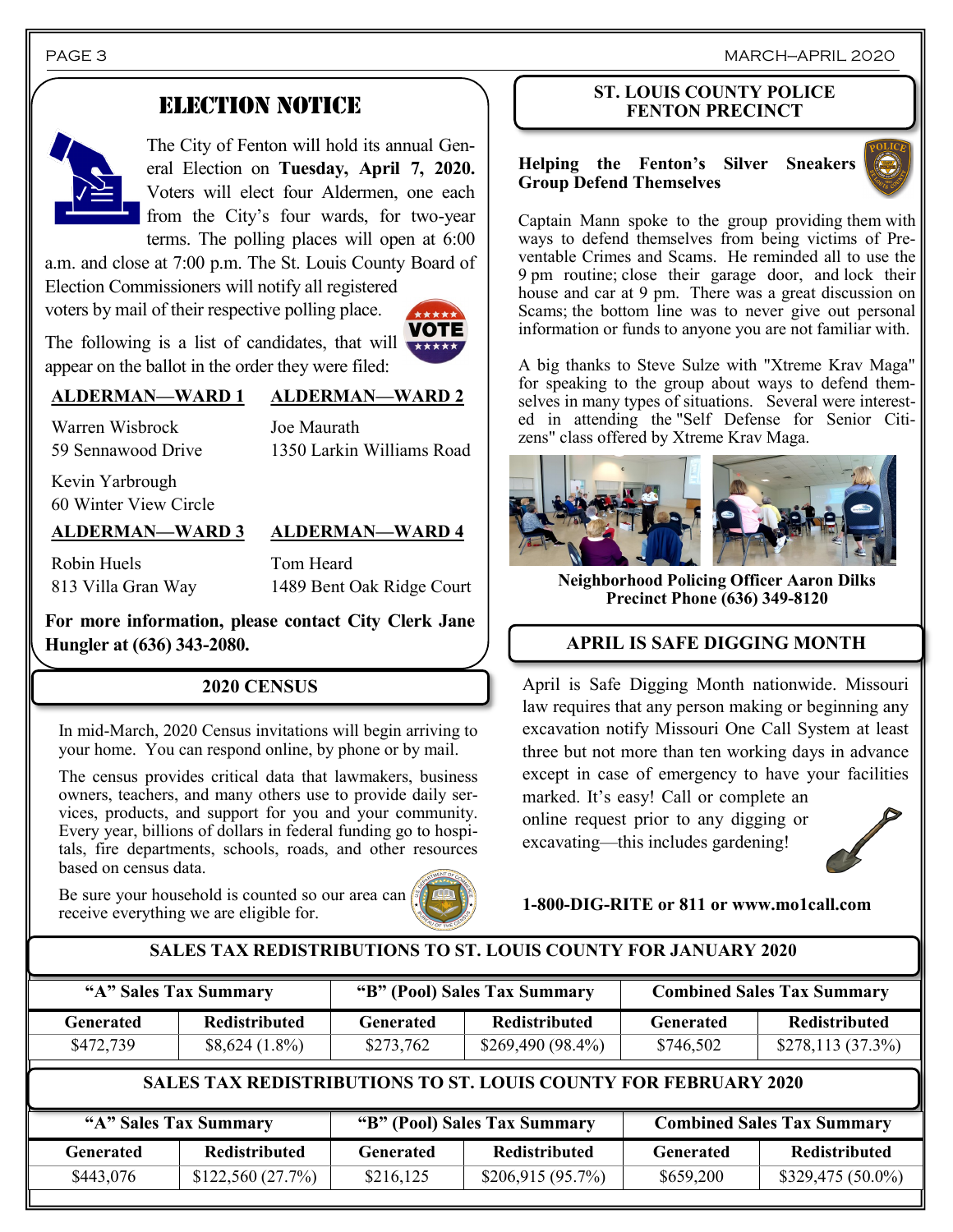## ELECTION NOTICE

The City of Fenton will hold its annual General Election on **Tuesday, April 7, 2020.** Voters will elect four Aldermen, one each from the City's four wards, for two-year terms. The polling places will open at 6:00 a.m. and close at 7:00 p.m. The St. Louis County Board of Election Commissioners will notify all registered voters by mail of their respective polling place.

The following is a list of candidates, that will appear on the ballot in the order they were filed:

**ALDERMAN—WARD 1**

Warren Wisbrock
59 Sennawood Drive

Kevin Yarbrough
60 Winter View Circle

**ALDERMAN—WARD 2**

Joe Maurath
1350 Larkin Williams Road

**ALDERMAN—WARD 3**

Robin Huels
813 Villa Gran Way

**ALDERMAN—WARD 4**

Tom Heard
1489 Bent Oak Ridge Court

**For more information, please contact City Clerk Jane Hungler at (636) 343-2080.**

## 2020 CENSUS

In mid-March, 2020 Census invitations will begin arriving to your home. You can respond online, by phone or by mail.

The census provides critical data that lawmakers, business owners, teachers, and many others use to provide daily services, products, and support for you and your community. Every year, billions of dollars in federal funding go to hospitals, fire departments, schools, roads, and other resources based on census data.

Be sure your household is counted so our area can receive everything we are eligible for.

## ST. LOUIS COUNTY POLICE FENTON PRECINCT

**Helping the Fenton's Silver Sneakers Group Defend Themselves**

Captain Mann spoke to the group providing them with ways to defend themselves from being victims of Preventable Crimes and Scams. He reminded all to use the 9 pm routine; close their garage door, and lock their house and car at 9 pm. There was a great discussion on Scams; the bottom line was to never give out personal information or funds to anyone you are not familiar with.

A big thanks to Steve Sulze with "Xtreme Krav Maga" for speaking to the group about ways to defend themselves in many types of situations. Several were interested in attending the "Self Defense for Senior Citizens" class offered by Xtreme Krav Maga.

**Neighborhood Policing Officer Aaron Dilks**
**Precinct Phone (636) 349-8120**

## APRIL IS SAFE DIGGING MONTH

April is Safe Digging Month nationwide. Missouri law requires that any person making or beginning any excavation notify Missouri One Call System at least three but not more than ten working days in advance except in case of emergency to have your facilities marked. It's easy! Call or complete an online request prior to any digging or excavating—this includes gardening!

**1-800-DIG-RITE or 811 or www.mo1call.com**

## SALES TAX REDISTRIBUTIONS TO ST. LOUIS COUNTY FOR JANUARY 2020

| "A" Sales Tax Summary | | "B" (Pool) Sales Tax Summary | | Combined Sales Tax Summary | |
|---|---|---|---|---|---|
| **Generated** | **Redistributed** | **Generated** | **Redistributed** | **Generated** | **Redistributed** |
| $472,739 | $8,624 (1.8%) | $273,762 | $269,490 (98.4%) | $746,502 | $278,113 (37.3%) |

## SALES TAX REDISTRIBUTIONS TO ST. LOUIS COUNTY FOR FEBRUARY 2020

| "A" Sales Tax Summary | | "B" (Pool) Sales Tax Summary | | Combined Sales Tax Summary | |
|---|---|---|---|---|---|
| **Generated** | **Redistributed** | **Generated** | **Redistributed** | **Generated** | **Redistributed** |
| $443,076 | $122,560 (27.7%) | $216,125 | $206,915 (95.7%) | $659,200 | $329,475 (50.0%) |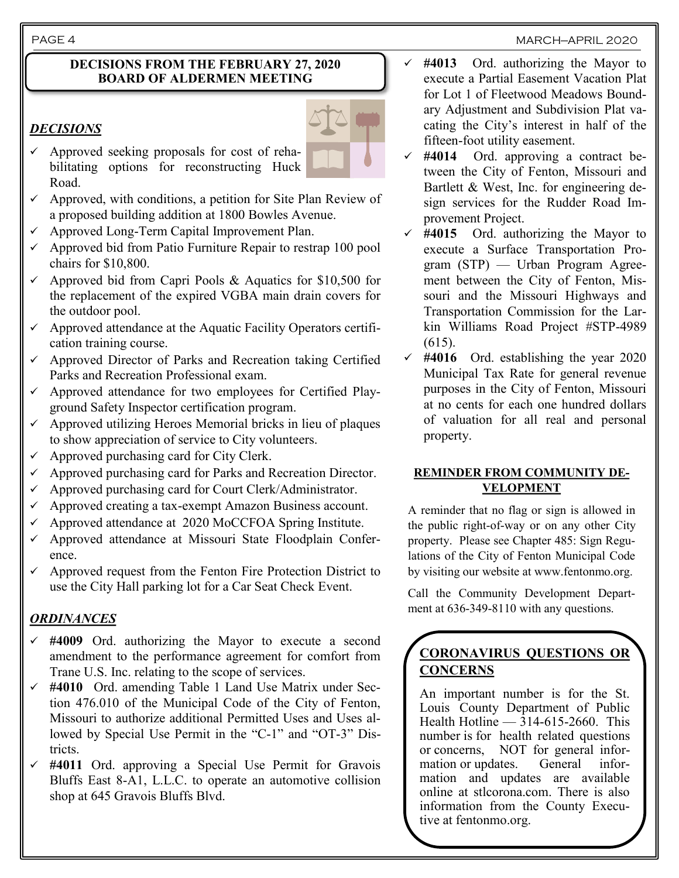## DECISIONS FROM THE FEBRUARY 27, 2020 BOARD OF ALDERMEN MEETING

### *DECISIONS*

- ✓ Approved seeking proposals for cost of rehabilitating options for reconstructing Huck Road.
- ✓ Approved, with conditions, a petition for Site Plan Review of a proposed building addition at 1800 Bowles Avenue.
- ✓ Approved Long-Term Capital Improvement Plan.
- ✓ Approved bid from Patio Furniture Repair to restrap 100 pool chairs for $10,800.
- ✓ Approved bid from Capri Pools & Aquatics for $10,500 for the replacement of the expired VGBA main drain covers for the outdoor pool.
- ✓ Approved attendance at the Aquatic Facility Operators certification training course.
- ✓ Approved Director of Parks and Recreation taking Certified Parks and Recreation Professional exam.
- ✓ Approved attendance for two employees for Certified Playground Safety Inspector certification program.
- ✓ Approved utilizing Heroes Memorial bricks in lieu of plaques to show appreciation of service to City volunteers.
- ✓ Approved purchasing card for City Clerk.
- ✓ Approved purchasing card for Parks and Recreation Director.
- ✓ Approved purchasing card for Court Clerk/Administrator.
- ✓ Approved creating a tax-exempt Amazon Business account.
- ✓ Approved attendance at 2020 MoCCFOA Spring Institute.
- ✓ Approved attendance at Missouri State Floodplain Conference.
- ✓ Approved request from the Fenton Fire Protection District to use the City Hall parking lot for a Car Seat Check Event.

### *ORDINANCES*

- ✓ **#4009** Ord. authorizing the Mayor to execute a second amendment to the performance agreement for comfort from Trane U.S. Inc. relating to the scope of services.
- ✓ **#4010** Ord. amending Table 1 Land Use Matrix under Section 476.010 of the Municipal Code of the City of Fenton, Missouri to authorize additional Permitted Uses and Uses allowed by Special Use Permit in the “C-1” and “OT-3” Districts.
- ✓ **#4011** Ord. approving a Special Use Permit for Gravois Bluffs East 8-A1, L.L.C. to operate an automotive collision shop at 645 Gravois Bluffs Blvd.
- ✓ **#4013** Ord. authorizing the Mayor to execute a Partial Easement Vacation Plat for Lot 1 of Fleetwood Meadows Boundary Adjustment and Subdivision Plat vacating the City’s interest in half of the fifteen-foot utility easement.
- ✓ **#4014** Ord. approving a contract between the City of Fenton, Missouri and Bartlett & West, Inc. for engineering design services for the Rudder Road Improvement Project.
- ✓ **#4015** Ord. authorizing the Mayor to execute a Surface Transportation Program (STP) — Urban Program Agreement between the City of Fenton, Missouri and the Missouri Highways and Transportation Commission for the Larkin Williams Road Project #STP-4989 (615).
- ✓ **#4016** Ord. establishing the year 2020 Municipal Tax Rate for general revenue purposes in the City of Fenton, Missouri at no cents for each one hundred dollars of valuation for all real and personal property.

## REMINDER FROM COMMUNITY DEVELOPMENT

A reminder that no flag or sign is allowed in the public right-of-way or on any other City property. Please see Chapter 485: Sign Regulations of the City of Fenton Municipal Code by visiting our website at www.fentonmo.org.

Call the Community Development Department at 636-349-8110 with any questions.

## CORONAVIRUS QUESTIONS OR CONCERNS

An important number is for the St. Louis County Department of Public Health Hotline — 314-615-2660. This number is for health related questions or concerns, NOT for general information or updates. General information and updates are available online at stlcorona.com. There is also information from the County Executive at fentonmo.org.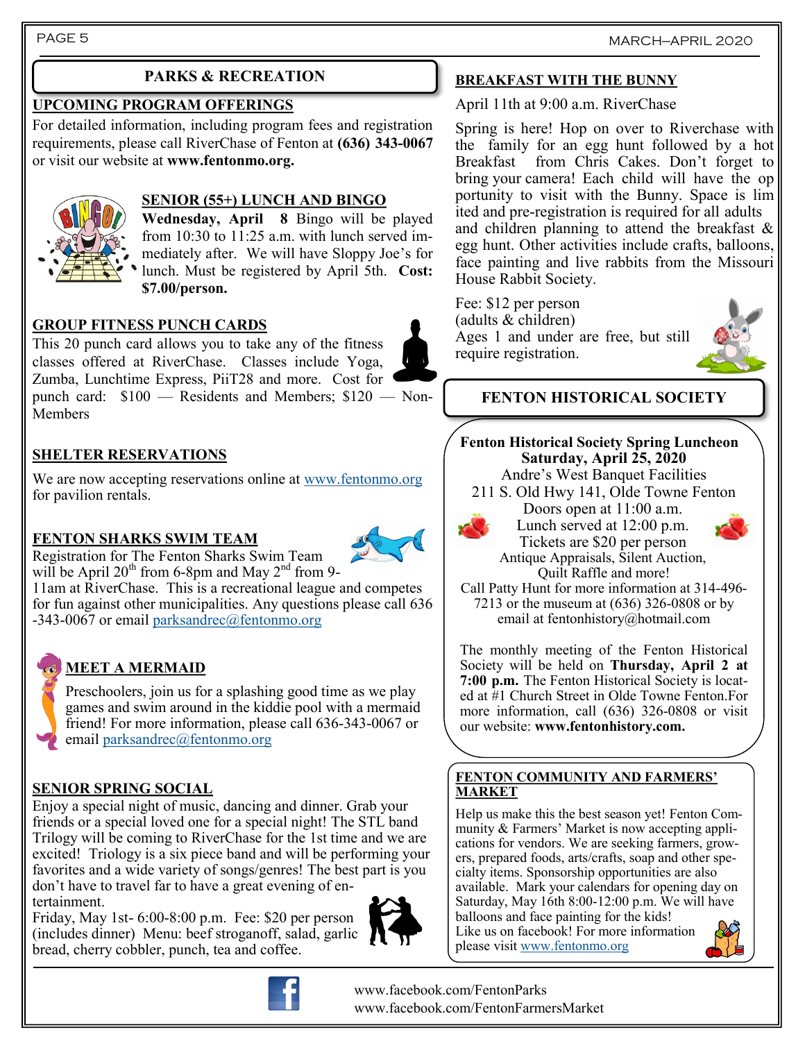## PARKS & RECREATION

### UPCOMING PROGRAM OFFERINGS

For detailed information, including program fees and registration requirements, please call RiverChase of Fenton at **(636) 343-0067** or visit our website at **www.fentonmo.org.**

### SENIOR (55+) LUNCH AND BINGO

**Wednesday, April 8** Bingo will be played from 10:30 to 11:25 a.m. with lunch served immediately after. We will have Sloppy Joe's for lunch. Must be registered by April 5th. **Cost: $7.00/person.**

### GROUP FITNESS PUNCH CARDS

This 20 punch card allows you to take any of the fitness classes offered at RiverChase. Classes include Yoga, Zumba, Lunchtime Express, PiiT28 and more. Cost for punch card: $100 — Residents and Members; $120 — Non-Members

### SHELTER RESERVATIONS

We are now accepting reservations online at www.fentonmo.org for pavilion rentals.

### FENTON SHARKS SWIM TEAM

Registration for The Fenton Sharks Swim Team will be April 20th from 6-8pm and May 2nd from 9-11am at RiverChase. This is a recreational league and competes for fun against other municipalities. Any questions please call 636-343-0067 or email parksandrec@fentonmo.org

### MEET A MERMAID

Preschoolers, join us for a splashing good time as we play games and swim around in the kiddie pool with a mermaid friend! For more information, please call 636-343-0067 or email parksandrec@fentonmo.org

### SENIOR SPRING SOCIAL

Enjoy a special night of music, dancing and dinner. Grab your friends or a special loved one for a special night! The STL band Trilogy will be coming to RiverChase for the 1st time and we are excited! Triology is a six piece band and will be performing your favorites and a wide variety of songs/genres! The best part is you don't have to travel far to have a great evening of entertainment.

Friday, May 1st- 6:00-8:00 p.m. Fee: $20 per person (includes dinner) Menu: beef stroganoff, salad, garlic bread, cherry cobbler, punch, tea and coffee.

### BREAKFAST WITH THE BUNNY

April 11th at 9:00 a.m. RiverChase

Spring is here! Hop on over to Riverchase with the family for an egg hunt followed by a hot Breakfast from Chris Cakes. Don't forget to bring your camera! Each child will have the opportunity to visit with the Bunny. Space is limited and pre-registration is required for all adults and children planning to attend the breakfast & egg hunt. Other activities include crafts, balloons, face painting and live rabbits from the Missouri House Rabbit Society.

Fee: $12 per person
(adults & children)
Ages 1 and under are free, but still require registration.

## FENTON HISTORICAL SOCIETY

**Fenton Historical Society Spring Luncheon**
**Saturday, April 25, 2020**
Andre's West Banquet Facilities
211 S. Old Hwy 141, Olde Towne Fenton
Doors open at 11:00 a.m.
Lunch served at 12:00 p.m.
Tickets are $20 per person
Antique Appraisals, Silent Auction, Quilt Raffle and more!
Call Patty Hunt for more information at 314-496-7213 or the museum at (636) 326-0808 or by email at fentonhistory@hotmail.com

The monthly meeting of the Fenton Historical Society will be held on **Thursday, April 2 at 7:00 p.m.** The Fenton Historical Society is located at #1 Church Street in Olde Towne Fenton.For more information, call (636) 326-0808 or visit our website: **www.fentonhistory.com.**

### FENTON COMMUNITY AND FARMERS' MARKET

Help us make this the best season yet! Fenton Community & Farmers' Market is now accepting applications for vendors. We are seeking farmers, growers, prepared foods, arts/crafts, soap and other specialty items. Sponsorship opportunities are also available. Mark your calendars for opening day on Saturday, May 16th 8:00-12:00 p.m. We will have balloons and face painting for the kids!
Like us on facebook! For more information please visit www.fentonmo.org

www.facebook.com/FentonParks
www.facebook.com/FentonFarmersMarket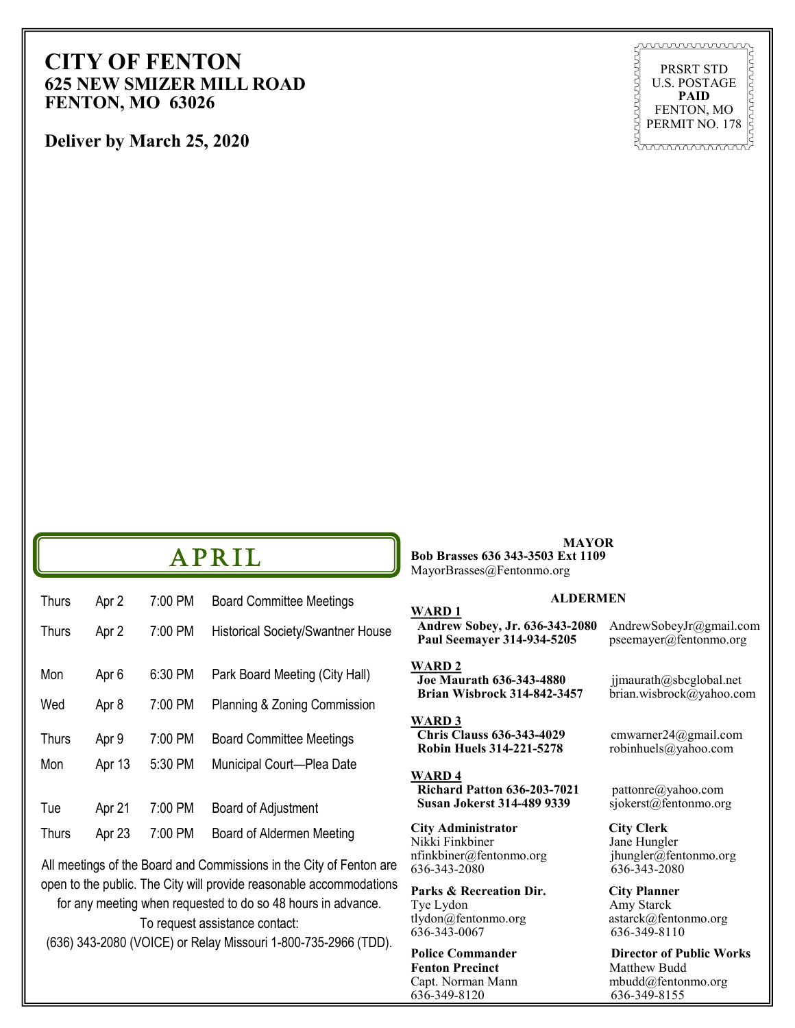# CITY OF FENTON
**625 NEW SMIZER MILL ROAD**
**FENTON, MO 63026**

**Deliver by March 25, 2020**

PRSRT STD
U.S. POSTAGE
**PAID**
FENTON, MO
PERMIT NO. 178

## APRIL

| | | | |
|---|---|---|---|
| Thurs | Apr 2 | 7:00 PM | Board Committee Meetings |
| Thurs | Apr 2 | 7:00 PM | Historical Society/Swantner House |
| Mon | Apr 6 | 6:30 PM | Park Board Meeting (City Hall) |
| Wed | Apr 8 | 7:00 PM | Planning & Zoning Commission |
| Thurs | Apr 9 | 7:00 PM | Board Committee Meetings |
| Mon | Apr 13 | 5:30 PM | Municipal Court—Plea Date |
| Tue | Apr 21 | 7:00 PM | Board of Adjustment |
| Thurs | Apr 23 | 7:00 PM | Board of Aldermen Meeting |

All meetings of the Board and Commissions in the City of Fenton are open to the public. The City will provide reasonable accommodations for any meeting when requested to do so 48 hours in advance.
To request assistance contact:
(636) 343-2080 (VOICE) or Relay Missouri 1-800-735-2966 (TDD).

**MAYOR**
**Bob Brasses 636 343-3503 Ext 1109**
MayorBrasses@Fentonmo.org

**ALDERMEN**

**WARD 1**
**Andrew Sobey, Jr. 636-343-2080** AndrewSobeyJr@gmail.com
**Paul Seemayer 314-934-5205** pseemayer@fentonmo.org

**WARD 2**
**Joe Maurath 636-343-4880** jjmaurath@sbcglobal.net
**Brian Wisbrock 314-842-3457** brian.wisbrock@yahoo.com

**WARD 3**
**Chris Clauss 636-343-4029** cmwarner24@gmail.com
**Robin Huels 314-221-5278** robinhuels@yahoo.com

**WARD 4**
**Richard Patton 636-203-7021** pattonre@yahoo.com
**Susan Jokerst 314-489 9339** sjokerst@fentonmo.org

**City Administrator**
Nikki Finkbiner
nfinkbiner@fentonmo.org
636-343-2080

**City Clerk**
Jane Hungler
jhungler@fentonmo.org
636-343-2080

**Parks & Recreation Dir.**
Tye Lydon
tlydon@fentonmo.org
636-343-0067

**City Planner**
Amy Starck
astarck@fentonmo.org
636-349-8110

**Police Commander**
**Fenton Precinct**
Capt. Norman Mann
636-349-8120

**Director of Public Works**
Matthew Budd
mbudd@fentonmo.org
636-349-8155